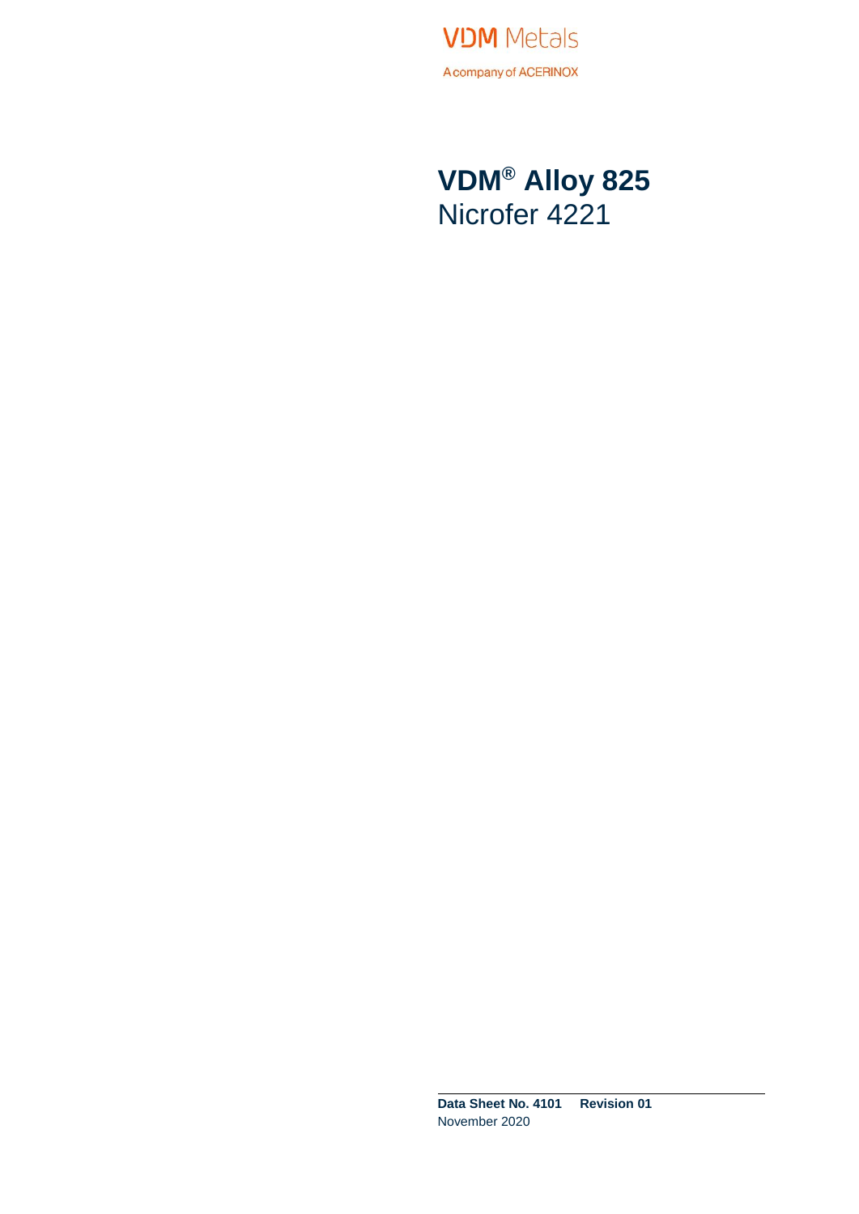VDM Metals

A company of ACERINOX

# VDM® Alloy 825
Nicrofer 4221

**Data Sheet No. 4101** **Revision 01**
November 2020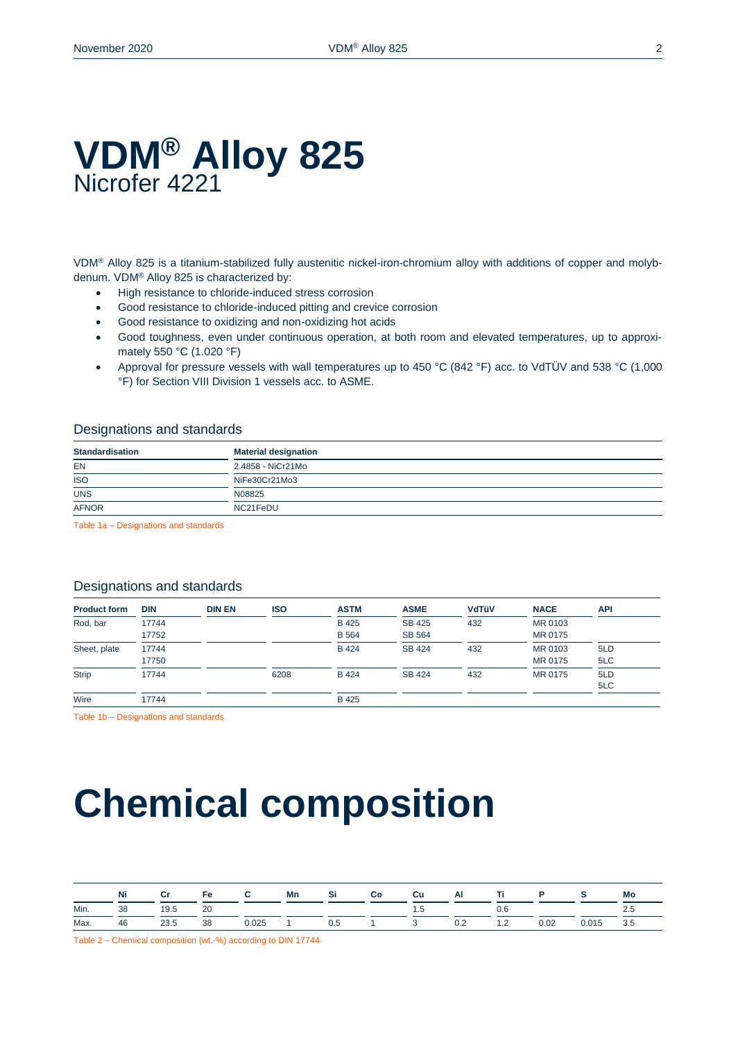# VDM® Alloy 825

Nicrofer 4221

VDM® Alloy 825 is a titanium-stabilized fully austenitic nickel-iron-chromium alloy with additions of copper and molybdenum. VDM® Alloy 825 is characterized by:

- High resistance to chloride-induced stress corrosion
- Good resistance to chloride-induced pitting and crevice corrosion
- Good resistance to oxidizing and non-oxidizing hot acids
- Good toughness, even under continuous operation, at both room and elevated temperatures, up to approximately 550 °C (1.020 °F)
- Approval for pressure vessels with wall temperatures up to 450 °C (842 °F) acc. to VdTÜV and 538 °C (1,000 °F) for Section VIII Division 1 vessels acc. to ASME.

## Designations and standards

| Standardisation | Material designation |
|---|---|
| EN | 2.4858 - NiCr21Mo |
| ISO | NiFe30Cr21Mo3 |
| UNS | N08825 |
| AFNOR | NC21FeDU |

Table 1a – Designations and standards

## Designations and standards

| Product form | DIN | DIN EN | ISO | ASTM | ASME | VdTüV | NACE | API |
|---|---|---|---|---|---|---|---|---|
| Rod, bar | 17744<br>17752 | | | B 425<br>B 564 | SB 425<br>SB 564 | 432 | MR 0103<br>MR 0175 | |
| Sheet, plate | 17744<br>17750 | | | B 424 | SB 424 | 432 | MR 0103<br>MR 0175 | 5LD<br>5LC |
| Strip | 17744 | | 6208 | B 424 | SB 424 | 432 | MR 0175 | 5LD<br>5LC |
| Wire | 17744 | | | B 425 | | | | |

Table 1b – Designations and standards

# Chemical composition

| | Ni | Cr | Fe | C | Mn | Si | Co | Cu | Al | Ti | P | S | Mo |
|---|---|---|---|---|---|---|---|---|---|---|---|---|---|
| Min. | 38 | 19.5 | 20 | | | | | 1.5 | | 0.6 | | | 2.5 |
| Max. | 46 | 23.5 | 38 | 0.025 | 1 | 0.5 | 1 | 3 | 0.2 | 1.2 | 0.02 | 0.015 | 3.5 |

Table 2 – Chemical composition (wt.-%) according to DIN 17744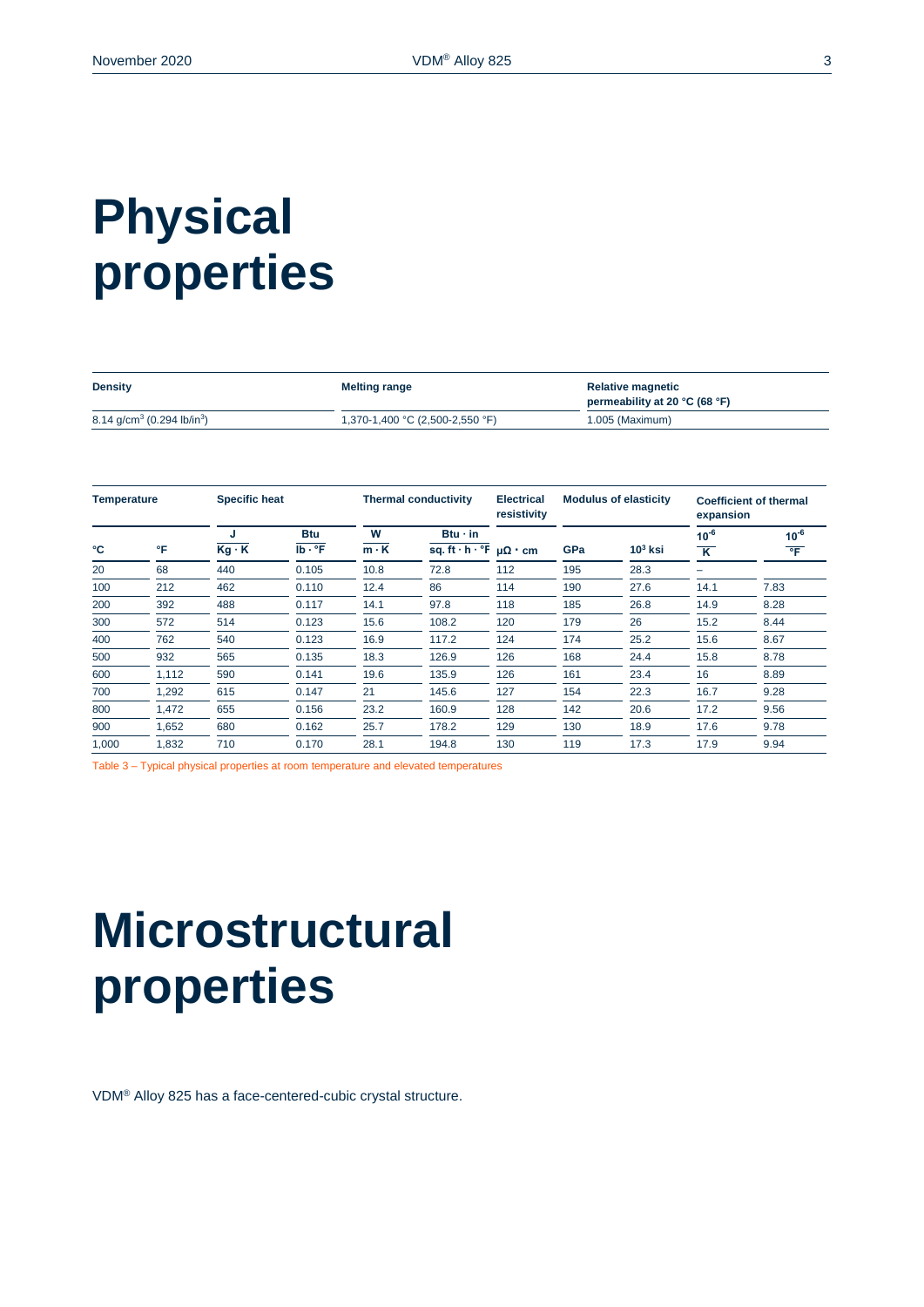# Physical properties

| Density | Melting range | Relative magnetic permeability at 20 °C (68 °F) |
|---|---|---|
| 8.14 g/cm$^3$ (0.294 lb/in$^3$) | 1,370-1,400 °C (2,500-2,550 °F) | 1.005 (Maximum) |

| Temperature | | Specific heat | | Thermal conductivity | | Electrical resistivity | Modulus of elasticity | | Coefficient of thermal expansion | |
|---|---|---|---|---|---|---|---|---|---|---|
| °C | °F | $\frac{J}{Kg \cdot K}$ | $\frac{Btu}{lb \cdot °F}$ | $\frac{W}{m \cdot K}$ | $\frac{Btu \cdot in}{sq. ft \cdot h \cdot °F}$ | μΩ · cm | GPa | $10^3$ ksi | $\frac{10^{-6}}{K}$ | $\frac{10^{-6}}{°F}$ |
| 20 | 68 | 440 | 0.105 | 10.8 | 72.8 | 112 | 195 | 28.3 | – | |
| 100 | 212 | 462 | 0.110 | 12.4 | 86 | 114 | 190 | 27.6 | 14.1 | 7.83 |
| 200 | 392 | 488 | 0.117 | 14.1 | 97.8 | 118 | 185 | 26.8 | 14.9 | 8.28 |
| 300 | 572 | 514 | 0.123 | 15.6 | 108.2 | 120 | 179 | 26 | 15.2 | 8.44 |
| 400 | 762 | 540 | 0.123 | 16.9 | 117.2 | 124 | 174 | 25.2 | 15.6 | 8.67 |
| 500 | 932 | 565 | 0.135 | 18.3 | 126.9 | 126 | 168 | 24.4 | 15.8 | 8.78 |
| 600 | 1,112 | 590 | 0.141 | 19.6 | 135.9 | 126 | 161 | 23.4 | 16 | 8.89 |
| 700 | 1,292 | 615 | 0.147 | 21 | 145.6 | 127 | 154 | 22.3 | 16.7 | 9.28 |
| 800 | 1,472 | 655 | 0.156 | 23.2 | 160.9 | 128 | 142 | 20.6 | 17.2 | 9.56 |
| 900 | 1,652 | 680 | 0.162 | 25.7 | 178.2 | 129 | 130 | 18.9 | 17.6 | 9.78 |
| 1,000 | 1,832 | 710 | 0.170 | 28.1 | 194.8 | 130 | 119 | 17.3 | 17.9 | 9.94 |

Table 3 – Typical physical properties at room temperature and elevated temperatures

# Microstructural properties

VDM® Alloy 825 has a face-centered-cubic crystal structure.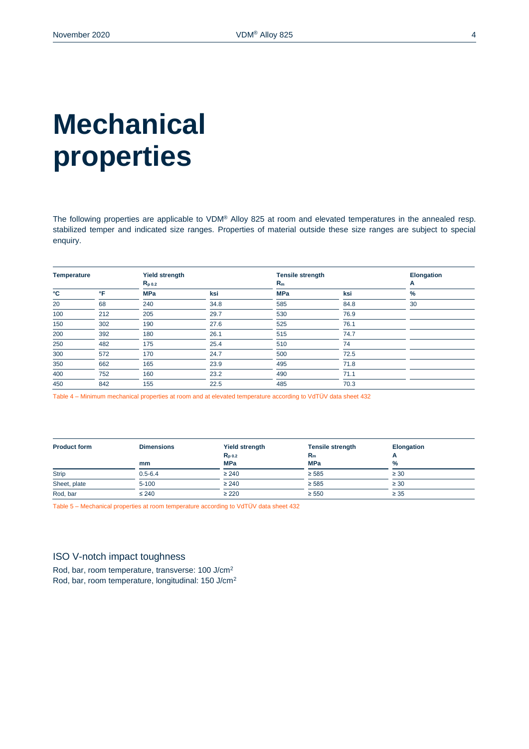# Mechanical properties

The following properties are applicable to VDM® Alloy 825 at room and elevated temperatures in the annealed resp. stabilized temper and indicated size ranges. Properties of material outside these size ranges are subject to special enquiry.

| Temperature | | Yield strength $R_{p\ 0.2}$ | | Tensile strength $R_m$ | | Elongation A |
|---|---|---|---|---|---|---|
| °C | °F | MPa | ksi | MPa | ksi | % |
| 20 | 68 | 240 | 34.8 | 585 | 84.8 | 30 |
| 100 | 212 | 205 | 29.7 | 530 | 76.9 | |
| 150 | 302 | 190 | 27.6 | 525 | 76.1 | |
| 200 | 392 | 180 | 26.1 | 515 | 74.7 | |
| 250 | 482 | 175 | 25.4 | 510 | 74 | |
| 300 | 572 | 170 | 24.7 | 500 | 72.5 | |
| 350 | 662 | 165 | 23.9 | 495 | 71.8 | |
| 400 | 752 | 160 | 23.2 | 490 | 71.1 | |
| 450 | 842 | 155 | 22.5 | 485 | 70.3 | |

Table 4 – Minimum mechanical properties at room and at elevated temperature according to VdTÜV data sheet 432

| Product form | Dimensions mm | Yield strength $R_{p\ 0.2}$ MPa | Tensile strength $R_m$ MPa | Elongation A % |
|---|---|---|---|---|
| Strip | 0.5-6.4 | ≥ 240 | ≥ 585 | ≥ 30 |
| Sheet, plate | 5-100 | ≥ 240 | ≥ 585 | ≥ 30 |
| Rod, bar | ≤ 240 | ≥ 220 | ≥ 550 | ≥ 35 |

Table 5 – Mechanical properties at room temperature according to VdTÜV data sheet 432

## ISO V-notch impact toughness

Rod, bar, room temperature, transverse: 100 J/cm²
Rod, bar, room temperature, longitudinal: 150 J/cm²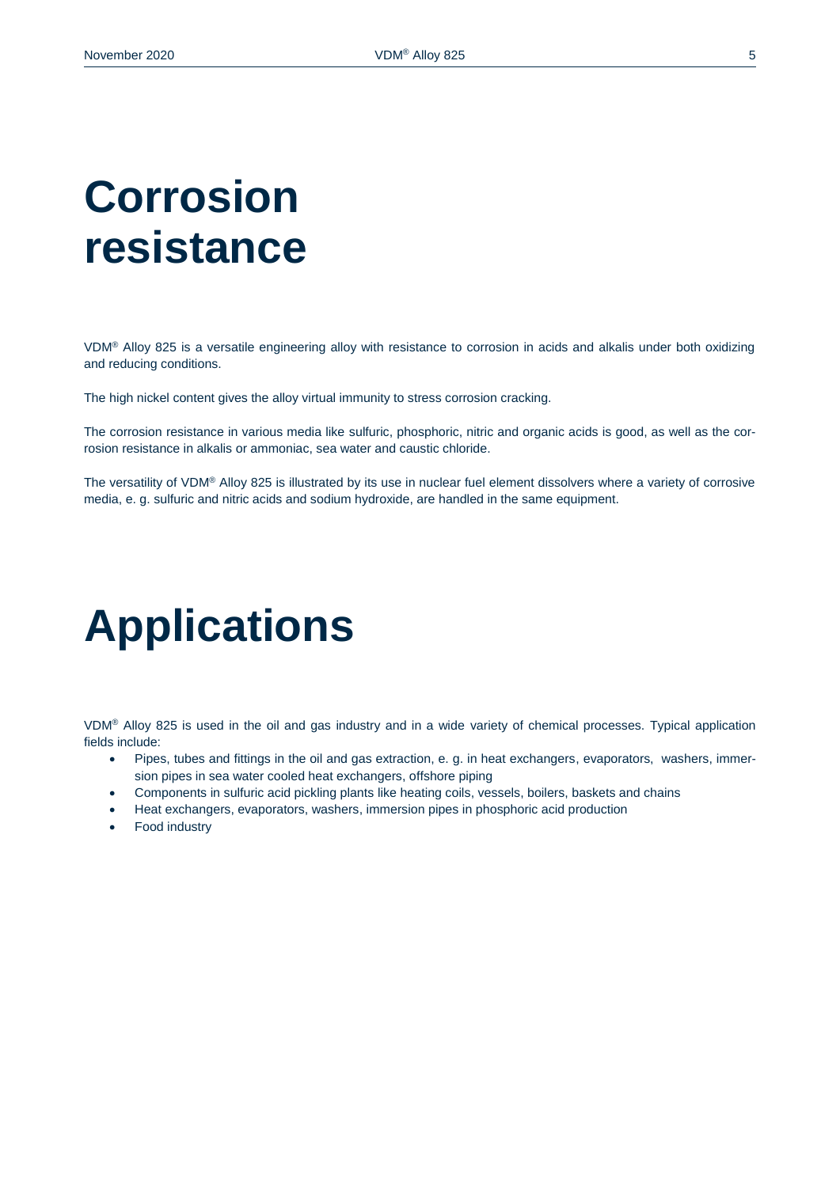# Corrosion resistance

VDM® Alloy 825 is a versatile engineering alloy with resistance to corrosion in acids and alkalis under both oxidizing and reducing conditions.

The high nickel content gives the alloy virtual immunity to stress corrosion cracking.

The corrosion resistance in various media like sulfuric, phosphoric, nitric and organic acids is good, as well as the corrosion resistance in alkalis or ammoniac, sea water and caustic chloride.

The versatility of VDM® Alloy 825 is illustrated by its use in nuclear fuel element dissolvers where a variety of corrosive media, e. g. sulfuric and nitric acids and sodium hydroxide, are handled in the same equipment.

# Applications

VDM® Alloy 825 is used in the oil and gas industry and in a wide variety of chemical processes. Typical application fields include:

- Pipes, tubes and fittings in the oil and gas extraction, e. g. in heat exchangers, evaporators, washers, immersion pipes in sea water cooled heat exchangers, offshore piping
- Components in sulfuric acid pickling plants like heating coils, vessels, boilers, baskets and chains
- Heat exchangers, evaporators, washers, immersion pipes in phosphoric acid production
- Food industry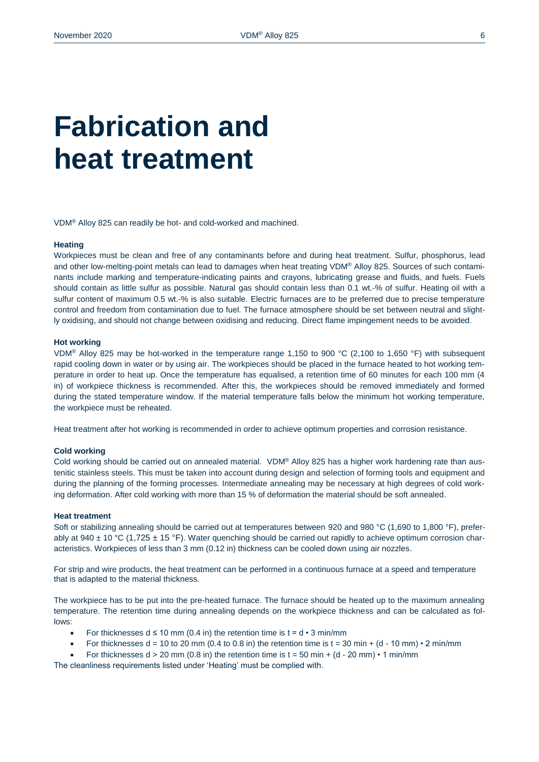# Fabrication and heat treatment

VDM® Alloy 825 can readily be hot- and cold-worked and machined.

### Heating

Workpieces must be clean and free of any contaminants before and during heat treatment. Sulfur, phosphorus, lead and other low-melting-point metals can lead to damages when heat treating VDM® Alloy 825. Sources of such contaminants include marking and temperature-indicating paints and crayons, lubricating grease and fluids, and fuels. Fuels should contain as little sulfur as possible. Natural gas should contain less than 0.1 wt.-% of sulfur. Heating oil with a sulfur content of maximum 0.5 wt.-% is also suitable. Electric furnaces are to be preferred due to precise temperature control and freedom from contamination due to fuel. The furnace atmosphere should be set between neutral and slightly oxidising, and should not change between oxidising and reducing. Direct flame impingement needs to be avoided.

### Hot working

VDM® Alloy 825 may be hot-worked in the temperature range 1,150 to 900 °C (2,100 to 1,650 °F) with subsequent rapid cooling down in water or by using air. The workpieces should be placed in the furnace heated to hot working temperature in order to heat up. Once the temperature has equalised, a retention time of 60 minutes for each 100 mm (4 in) of workpiece thickness is recommended. After this, the workpieces should be removed immediately and formed during the stated temperature window. If the material temperature falls below the minimum hot working temperature, the workpiece must be reheated.

Heat treatment after hot working is recommended in order to achieve optimum properties and corrosion resistance.

### Cold working

Cold working should be carried out on annealed material. VDM® Alloy 825 has a higher work hardening rate than austenitic stainless steels. This must be taken into account during design and selection of forming tools and equipment and during the planning of the forming processes. Intermediate annealing may be necessary at high degrees of cold working deformation. After cold working with more than 15 % of deformation the material should be soft annealed.

### Heat treatment

Soft or stabilizing annealing should be carried out at temperatures between 920 and 980 °C (1,690 to 1,800 °F), preferably at 940 ± 10 °C (1,725 ± 15 °F). Water quenching should be carried out rapidly to achieve optimum corrosion characteristics. Workpieces of less than 3 mm (0.12 in) thickness can be cooled down using air nozzles.

For strip and wire products, the heat treatment can be performed in a continuous furnace at a speed and temperature that is adapted to the material thickness.

The workpiece has to be put into the pre-heated furnace. The furnace should be heated up to the maximum annealing temperature. The retention time during annealing depends on the workpiece thickness and can be calculated as follows:

- For thicknesses $d \leq 10$ mm (0.4 in) the retention time is $t = d \cdot 3$ min/mm
- For thicknesses $d = 10$ to 20 mm (0.4 to 0.8 in) the retention time is $t = 30 \text{ min} + (d - 10 \text{ mm}) \cdot 2$ min/mm
- For thicknesses $d > 20$ mm (0.8 in) the retention time is $t = 50 \text{ min} + (d - 20 \text{ mm}) \cdot 1$ min/mm

The cleanliness requirements listed under 'Heating' must be complied with.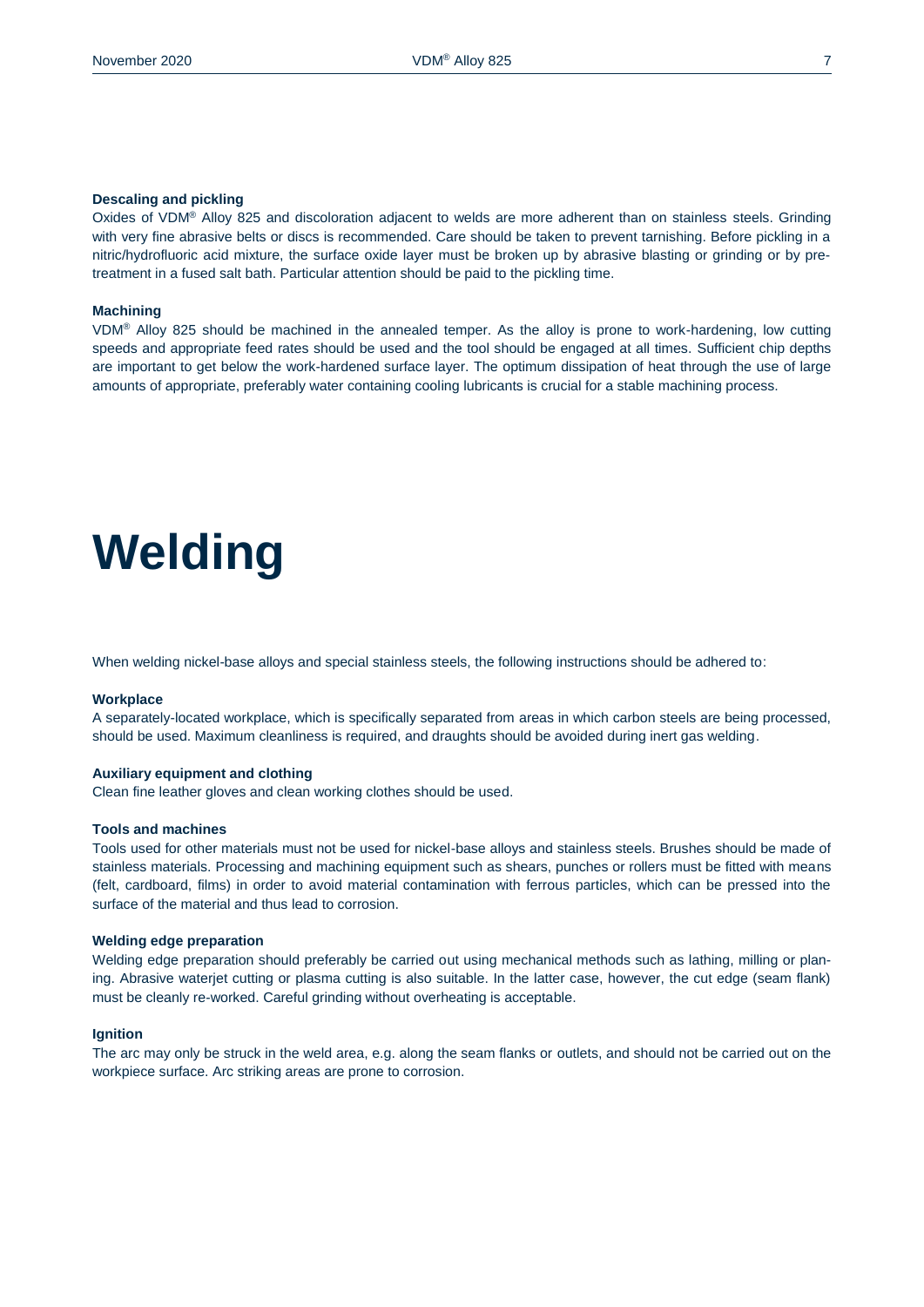### Descaling and pickling

Oxides of VDM® Alloy 825 and discoloration adjacent to welds are more adherent than on stainless steels. Grinding with very fine abrasive belts or discs is recommended. Care should be taken to prevent tarnishing. Before pickling in a nitric/hydrofluoric acid mixture, the surface oxide layer must be broken up by abrasive blasting or grinding or by pre-treatment in a fused salt bath. Particular attention should be paid to the pickling time.

### Machining

VDM® Alloy 825 should be machined in the annealed temper. As the alloy is prone to work-hardening, low cutting speeds and appropriate feed rates should be used and the tool should be engaged at all times. Sufficient chip depths are important to get below the work-hardened surface layer. The optimum dissipation of heat through the use of large amounts of appropriate, preferably water containing cooling lubricants is crucial for a stable machining process.

# Welding

When welding nickel-base alloys and special stainless steels, the following instructions should be adhered to:

### Workplace

A separately-located workplace, which is specifically separated from areas in which carbon steels are being processed, should be used. Maximum cleanliness is required, and draughts should be avoided during inert gas welding.

### Auxiliary equipment and clothing

Clean fine leather gloves and clean working clothes should be used.

### Tools and machines

Tools used for other materials must not be used for nickel-base alloys and stainless steels. Brushes should be made of stainless materials. Processing and machining equipment such as shears, punches or rollers must be fitted with means (felt, cardboard, films) in order to avoid material contamination with ferrous particles, which can be pressed into the surface of the material and thus lead to corrosion.

### Welding edge preparation

Welding edge preparation should preferably be carried out using mechanical methods such as lathing, milling or planing. Abrasive waterjet cutting or plasma cutting is also suitable. In the latter case, however, the cut edge (seam flank) must be cleanly re-worked. Careful grinding without overheating is acceptable.

### Ignition

The arc may only be struck in the weld area, e.g. along the seam flanks or outlets, and should not be carried out on the workpiece surface. Arc striking areas are prone to corrosion.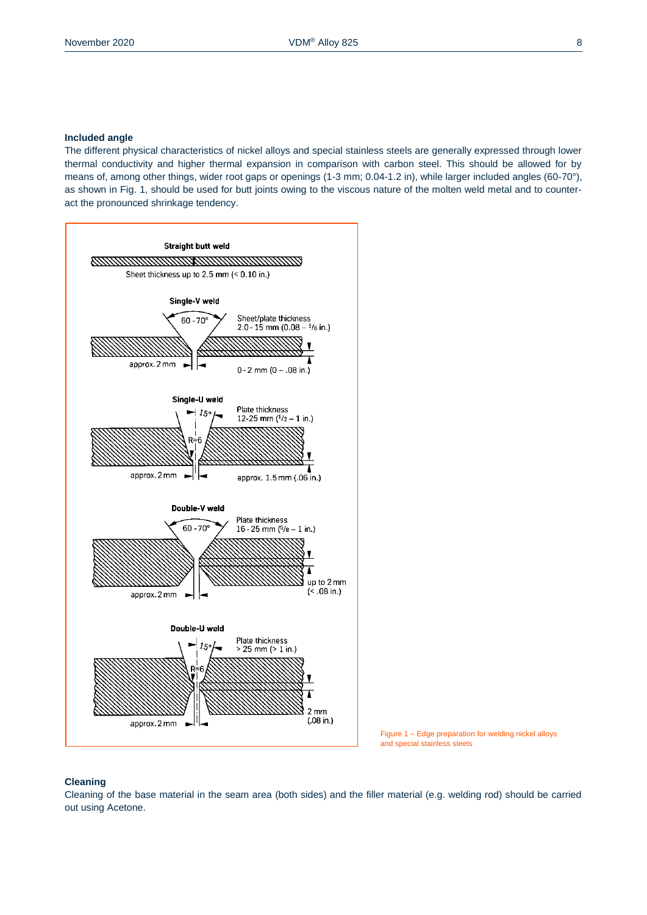**Included angle**

The different physical characteristics of nickel alloys and special stainless steels are generally expressed through lower thermal conductivity and higher thermal expansion in comparison with carbon steel. This should be allowed for by means of, among other things, wider root gaps or openings (1-3 mm; 0.04-1.2 in), while larger included angles (60-70°), as shown in Fig. 1, should be used for butt joints owing to the viscous nature of the molten weld metal and to counteract the pronounced shrinkage tendency.

**Straight butt weld**

Sheet thickness up to 2.5 mm (< 0.10 in.)

**Single-V weld**

60 - 70°

Sheet/plate thickness 2.0 - 15 mm (0.08 – 5/8 in.)

approx. 2 mm

0 - 2 mm (0 – .08 in.)

**Single-U weld**

15°

R=6

Plate thickness 12-25 mm (1/2 – 1 in.)

approx. 2 mm

approx. 1.5 mm (.06 in.)

**Double-V weld**

60 - 70°

Plate thickness 16 - 25 mm (5/8 – 1 in.)

approx. 2 mm

up to 2 mm (< .08 in.)

**Double-U weld**

15°

R=6

Plate thickness > 25 mm (> 1 in.)

approx. 2 mm

2 mm (.08 in.)

Figure 1 – Edge preparation for welding nickel alloys and special stainless steels

**Cleaning**

Cleaning of the base material in the seam area (both sides) and the filler material (e.g. welding rod) should be carried out using Acetone.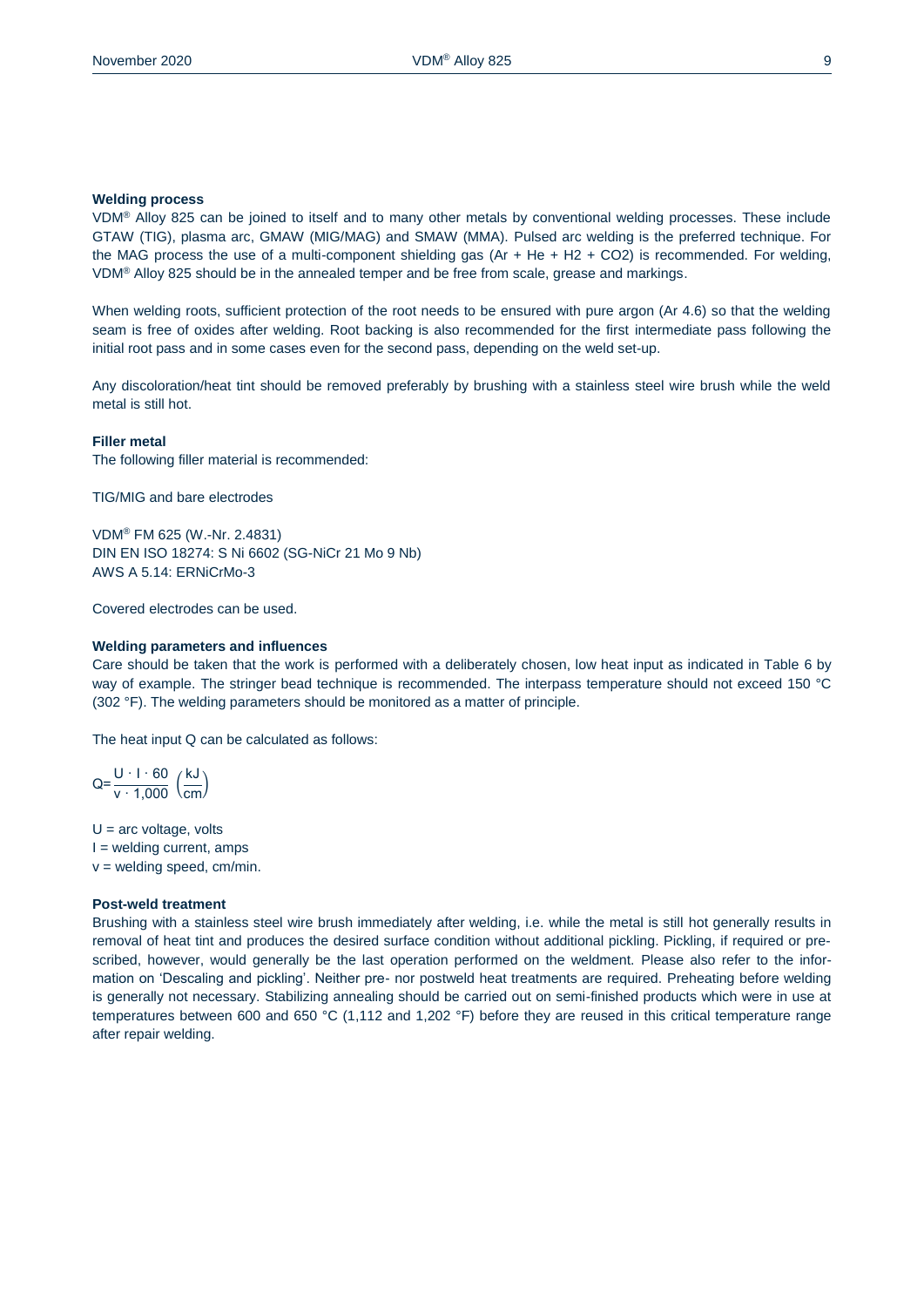### Welding process

VDM® Alloy 825 can be joined to itself and to many other metals by conventional welding processes. These include GTAW (TIG), plasma arc, GMAW (MIG/MAG) and SMAW (MMA). Pulsed arc welding is the preferred technique. For the MAG process the use of a multi-component shielding gas (Ar + He + H2 + CO2) is recommended. For welding, VDM® Alloy 825 should be in the annealed temper and be free from scale, grease and markings.

When welding roots, sufficient protection of the root needs to be ensured with pure argon (Ar 4.6) so that the welding seam is free of oxides after welding. Root backing is also recommended for the first intermediate pass following the initial root pass and in some cases even for the second pass, depending on the weld set-up.

Any discoloration/heat tint should be removed preferably by brushing with a stainless steel wire brush while the weld metal is still hot.

### Filler metal

The following filler material is recommended:

TIG/MIG and bare electrodes

VDM® FM 625 (W.-Nr. 2.4831)
DIN EN ISO 18274: S Ni 6602 (SG-NiCr 21 Mo 9 Nb)
AWS A 5.14: ERNiCrMo-3

Covered electrodes can be used.

### Welding parameters and influences

Care should be taken that the work is performed with a deliberately chosen, low heat input as indicated in Table 6 by way of example. The stringer bead technique is recommended. The interpass temperature should not exceed 150 °C (302 °F). The welding parameters should be monitored as a matter of principle.

The heat input Q can be calculated as follows:

$$Q = \frac{U \cdot I \cdot 60}{v \cdot 1{,}000} \left(\frac{kJ}{cm}\right)$$

U = arc voltage, volts
I = welding current, amps
v = welding speed, cm/min.

### Post-weld treatment

Brushing with a stainless steel wire brush immediately after welding, i.e. while the metal is still hot generally results in removal of heat tint and produces the desired surface condition without additional pickling. Pickling, if required or prescribed, however, would generally be the last operation performed on the weldment. Please also refer to the information on 'Descaling and pickling'. Neither pre- nor postweld heat treatments are required. Preheating before welding is generally not necessary. Stabilizing annealing should be carried out on semi-finished products which were in use at temperatures between 600 and 650 °C (1,112 and 1,202 °F) before they are reused in this critical temperature range after repair welding.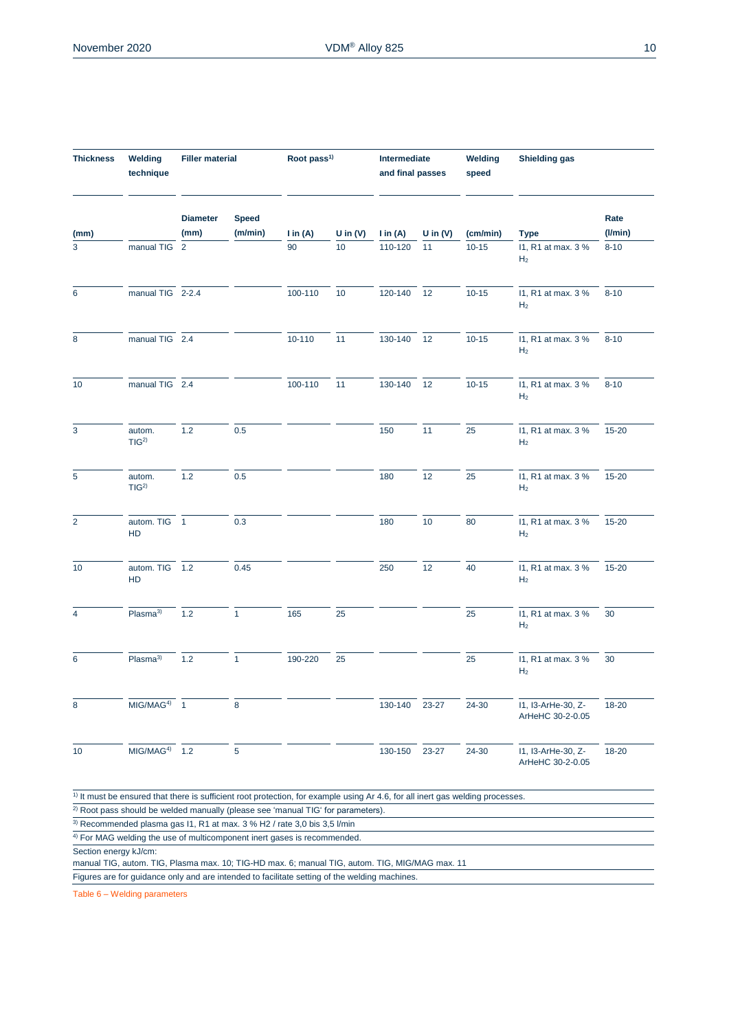| Thickness | Welding technique | Filler material | | Root pass[1] | | Intermediate and final passes | | Welding speed | Shielding gas | |
|---|---|---|---|---|---|---|---|---|---|---|
| | | Diameter | Speed | | | | | | | Rate |
| (mm) | | (mm) | (m/min) | I in (A) | U in (V) | I in (A) | U in (V) | (cm/min) | Type | (l/min) |
| 3 | manual TIG | 2 | | 90 | 10 | 110-120 | 11 | 10-15 | I1, R1 at max. 3 % $H_2$ | 8-10 |
| 6 | manual TIG | 2-2.4 | | 100-110 | 10 | 120-140 | 12 | 10-15 | I1, R1 at max. 3 % $H_2$ | 8-10 |
| 8 | manual TIG | 2.4 | | 10-110 | 11 | 130-140 | 12 | 10-15 | I1, R1 at max. 3 % $H_2$ | 8-10 |
| 10 | manual TIG | 2.4 | | 100-110 | 11 | 130-140 | 12 | 10-15 | I1, R1 at max. 3 % $H_2$ | 8-10 |
| 3 | autom. TIG[2] | 1.2 | 0.5 | | | 150 | 11 | 25 | I1, R1 at max. 3 % $H_2$ | 15-20 |
| 5 | autom. TIG[2] | 1.2 | 0.5 | | | 180 | 12 | 25 | I1, R1 at max. 3 % $H_2$ | 15-20 |
| 2 | autom. TIG HD | 1 | 0.3 | | | 180 | 10 | 80 | I1, R1 at max. 3 % $H_2$ | 15-20 |
| 10 | autom. TIG HD | 1.2 | 0.45 | | | 250 | 12 | 40 | I1, R1 at max. 3 % $H_2$ | 15-20 |
| 4 | Plasma[3] | 1.2 | 1 | 165 | 25 | | | 25 | I1, R1 at max. 3 % $H_2$ | 30 |
| 6 | Plasma[3] | 1.2 | 1 | 190-220 | 25 | | | 25 | I1, R1 at max. 3 % $H_2$ | 30 |
| 8 | MIG/MAG[4] | 1 | 8 | | | 130-140 | 23-27 | 24-30 | I1, I3-ArHe-30, Z-ArHeHC 30-2-0.05 | 18-20 |
| 10 | MIG/MAG[4] | 1.2 | 5 | | | 130-150 | 23-27 | 24-30 | I1, I3-ArHe-30, Z-ArHeHC 30-2-0.05 | 18-20 |

[1] It must be ensured that there is sufficient root protection, for example using Ar 4.6, for all inert gas welding processes.

[2] Root pass should be welded manually (please see 'manual TIG' for parameters).

[3] Recommended plasma gas I1, R1 at max. 3 % H2 / rate 3,0 bis 3,5 l/min

[4] For MAG welding the use of multicomponent inert gases is recommended.

Section energy kJ/cm:
manual TIG, autom. TIG, Plasma max. 10; TIG-HD max. 6; manual TIG, autom. TIG, MIG/MAG max. 11

Figures are for guidance only and are intended to facilitate setting of the welding machines.

Table 6 – Welding parameters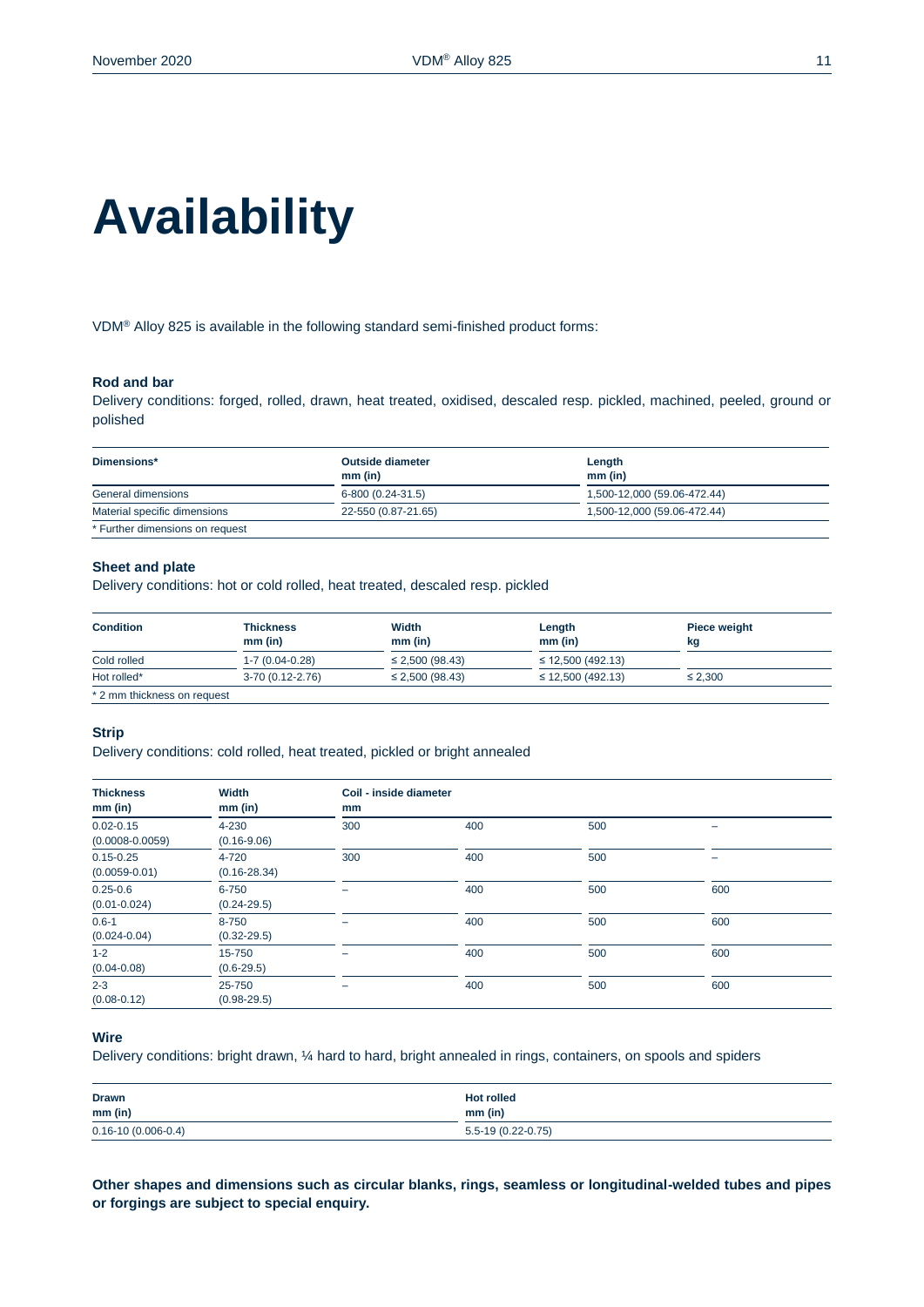# Availability

VDM® Alloy 825 is available in the following standard semi-finished product forms:

### Rod and bar

Delivery conditions: forged, rolled, drawn, heat treated, oxidised, descaled resp. pickled, machined, peeled, ground or polished

| Dimensions* | Outside diameter mm (in) | Length mm (in) |
|---|---|---|
| General dimensions | 6-800 (0.24-31.5) | 1,500-12,000 (59.06-472.44) |
| Material specific dimensions | 22-550 (0.87-21.65) | 1,500-12,000 (59.06-472.44) |

\* Further dimensions on request

### Sheet and plate

Delivery conditions: hot or cold rolled, heat treated, descaled resp. pickled

| Condition | Thickness mm (in) | Width mm (in) | Length mm (in) | Piece weight kg |
|---|---|---|---|---|
| Cold rolled | 1-7 (0.04-0.28) | ≤ 2,500 (98.43) | ≤ 12,500 (492.13) | |
| Hot rolled* | 3-70 (0.12-2.76) | ≤ 2,500 (98.43) | ≤ 12,500 (492.13) | ≤ 2,300 |

\* 2 mm thickness on request

### Strip

Delivery conditions: cold rolled, heat treated, pickled or bright annealed

| Thickness mm (in) | Width mm (in) | Coil - inside diameter mm | | | |
|---|---|---|---|---|---|
| 0.02-0.15 (0.0008-0.0059) | 4-230 (0.16-9.06) | 300 | 400 | 500 | – |
| 0.15-0.25 (0.0059-0.01) | 4-720 (0.16-28.34) | 300 | 400 | 500 | – |
| 0.25-0.6 (0.01-0.024) | 6-750 (0.24-29.5) | – | 400 | 500 | 600 |
| 0.6-1 (0.024-0.04) | 8-750 (0.32-29.5) | – | 400 | 500 | 600 |
| 1-2 (0.04-0.08) | 15-750 (0.6-29.5) | – | 400 | 500 | 600 |
| 2-3 (0.08-0.12) | 25-750 (0.98-29.5) | – | 400 | 500 | 600 |

### Wire

Delivery conditions: bright drawn, ¼ hard to hard, bright annealed in rings, containers, on spools and spiders

| Drawn mm (in) | Hot rolled mm (in) |
|---|---|
| 0.16-10 (0.006-0.4) | 5.5-19 (0.22-0.75) |

**Other shapes and dimensions such as circular blanks, rings, seamless or longitudinal-welded tubes and pipes or forgings are subject to special enquiry.**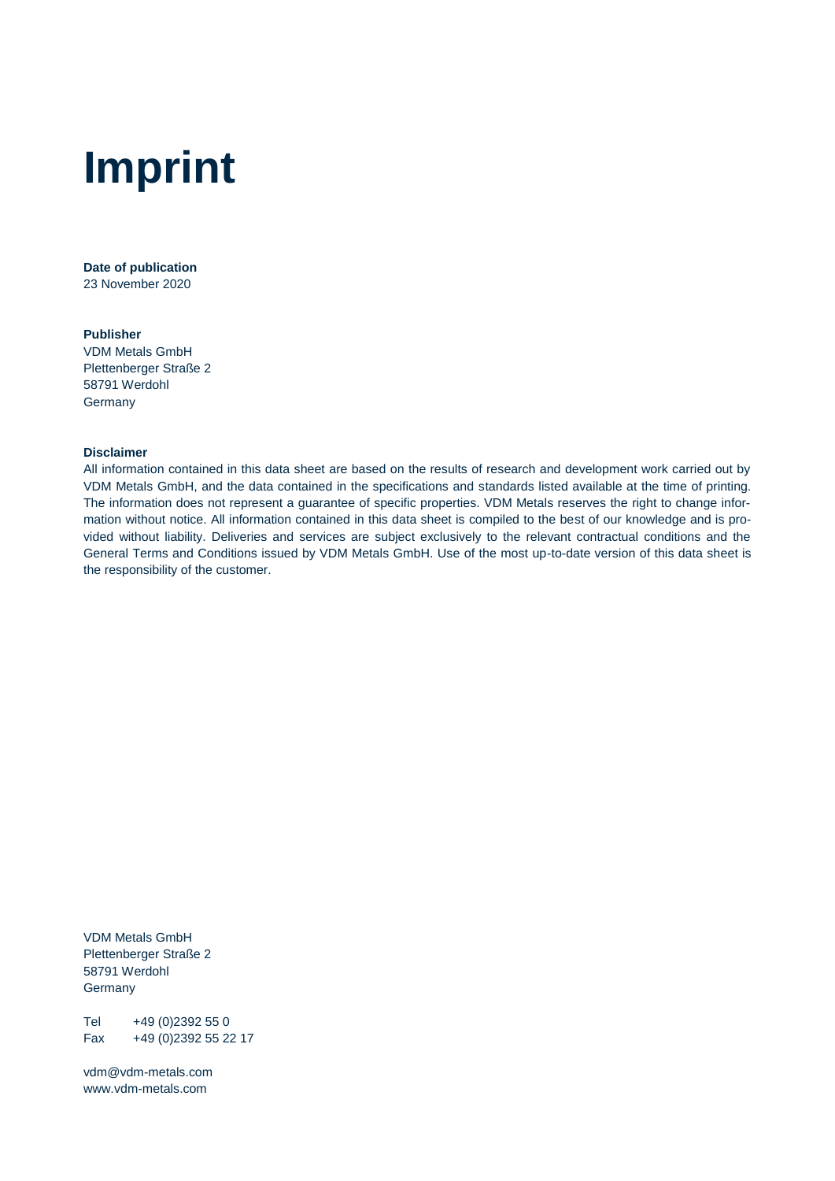# Imprint

**Date of publication**
23 November 2020

**Publisher**
VDM Metals GmbH
Plettenberger Straße 2
58791 Werdohl
Germany

**Disclaimer**
All information contained in this data sheet are based on the results of research and development work carried out by VDM Metals GmbH, and the data contained in the specifications and standards listed available at the time of printing. The information does not represent a guarantee of specific properties. VDM Metals reserves the right to change information without notice. All information contained in this data sheet is compiled to the best of our knowledge and is provided without liability. Deliveries and services are subject exclusively to the relevant contractual conditions and the General Terms and Conditions issued by VDM Metals GmbH. Use of the most up-to-date version of this data sheet is the responsibility of the customer.

VDM Metals GmbH
Plettenberger Straße 2
58791 Werdohl
Germany

Tel +49 (0)2392 55 0
Fax +49 (0)2392 55 22 17

vdm@vdm-metals.com
www.vdm-metals.com